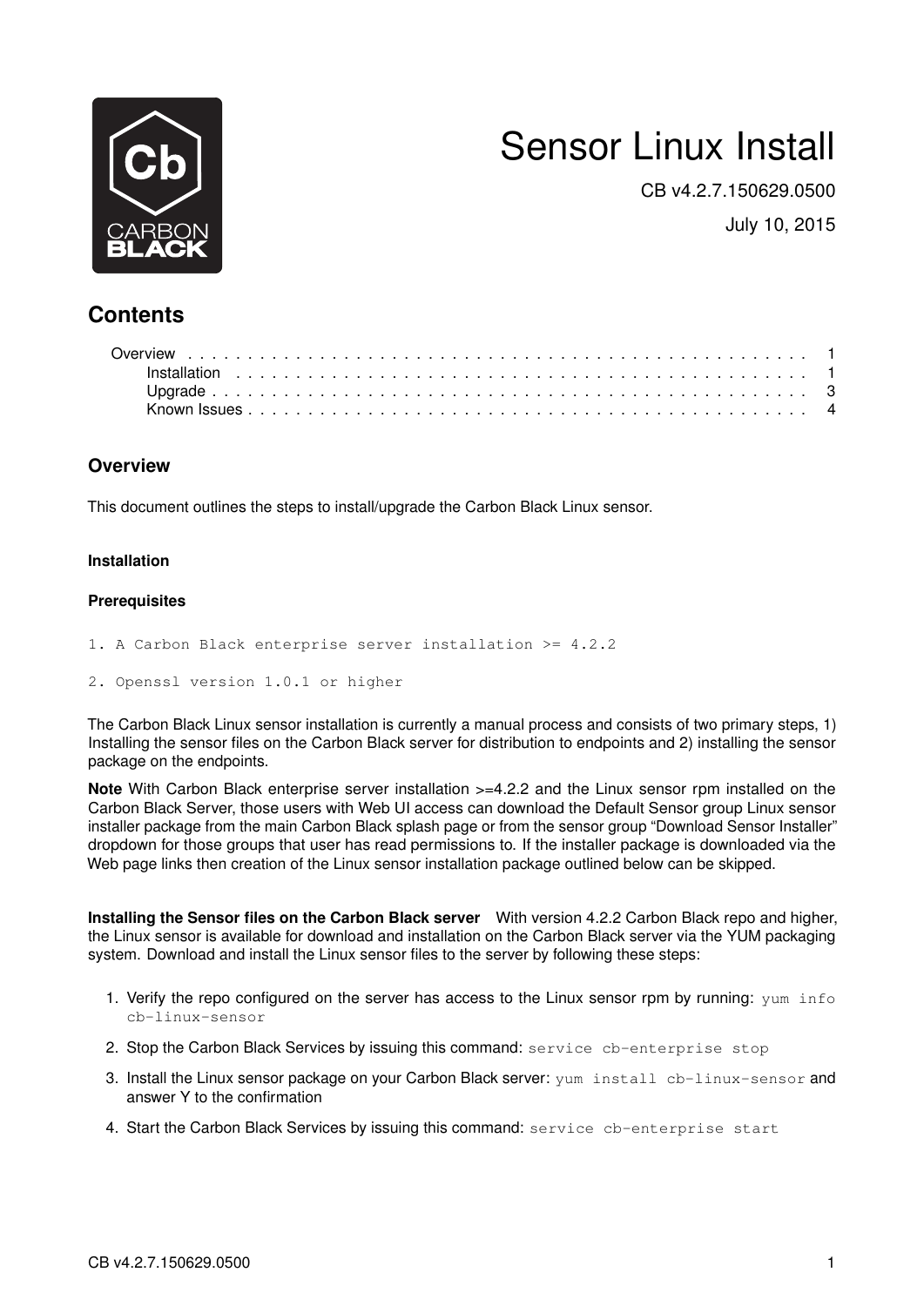# Sensor Linux Install

CB v4.2.7.150629.0500

July 10, 2015

## Contents

- Overview . . . 1
  - Installation . . . 1
  - Upgrade . . . 3
  - Known Issues . . . 4

## Overview

This document outlines the steps to install/upgrade the Carbon Black Linux sensor.

### Installation

#### Prerequisites

```
1. A Carbon Black enterprise server installation >= 4.2.2
```

```
2. Openssl version 1.0.1 or higher
```

The Carbon Black Linux sensor installation is currently a manual process and consists of two primary steps, 1) Installing the sensor files on the Carbon Black server for distribution to endpoints and 2) installing the sensor package on the endpoints.

**Note** With Carbon Black enterprise server installation >=4.2.2 and the Linux sensor rpm installed on the Carbon Black Server, those users with Web UI access can download the Default Sensor group Linux sensor installer package from the main Carbon Black splash page or from the sensor group "Download Sensor Installer" dropdown for those groups that user has read permissions to. If the installer package is downloaded via the Web page links then creation of the Linux sensor installation package outlined below can be skipped.

**Installing the Sensor files on the Carbon Black server** With version 4.2.2 Carbon Black repo and higher, the Linux sensor is available for download and installation on the Carbon Black server via the YUM packaging system. Download and install the Linux sensor files to the server by following these steps:

1. Verify the repo configured on the server has access to the Linux sensor rpm by running: `yum info cb-linux-sensor`
2. Stop the Carbon Black Services by issuing this command: `service cb-enterprise stop`
3. Install the Linux sensor package on your Carbon Black server: `yum install cb-linux-sensor` and answer Y to the confirmation
4. Start the Carbon Black Services by issuing this command: `service cb-enterprise start`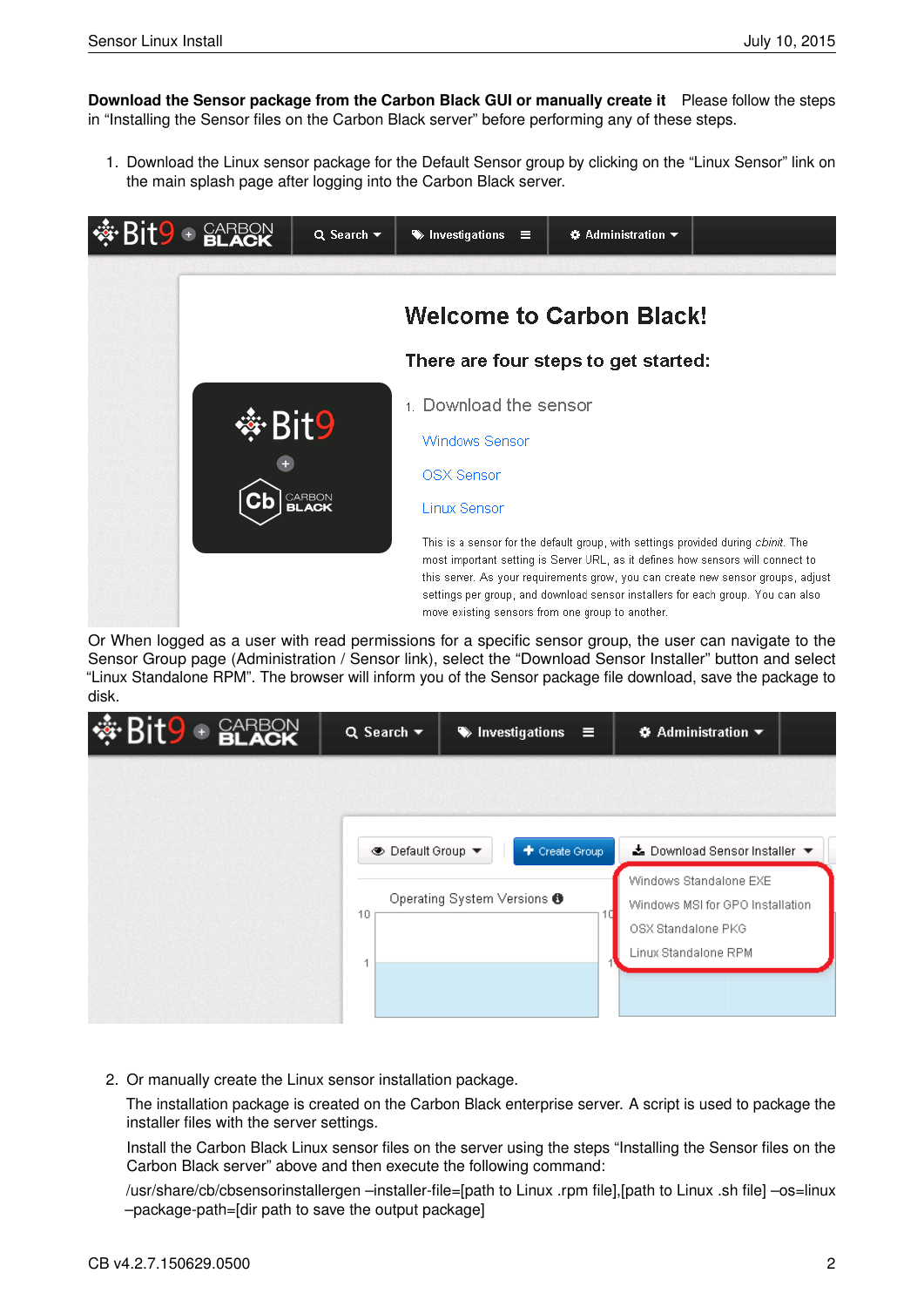**Download the Sensor package from the Carbon Black GUI or manually create it** Please follow the steps in "Installing the Sensor files on the Carbon Black server" before performing any of these steps.

1. Download the Linux sensor package for the Default Sensor group by clicking on the "Linux Sensor" link on the main splash page after logging into the Carbon Black server.

Or When logged as a user with read permissions for a specific sensor group, the user can navigate to the Sensor Group page (Administration / Sensor link), select the "Download Sensor Installer" button and select "Linux Standalone RPM". The browser will inform you of the Sensor package file download, save the package to disk.

2. Or manually create the Linux sensor installation package.

   The installation package is created on the Carbon Black enterprise server. A script is used to package the installer files with the server settings.

   Install the Carbon Black Linux sensor files on the server using the steps "Installing the Sensor files on the Carbon Black server" above and then execute the following command:

   /usr/share/cb/cbsensorinstallergen –installer-file=[path to Linux .rpm file],[path to Linux .sh file] –os=linux –package-path=[dir path to save the output package]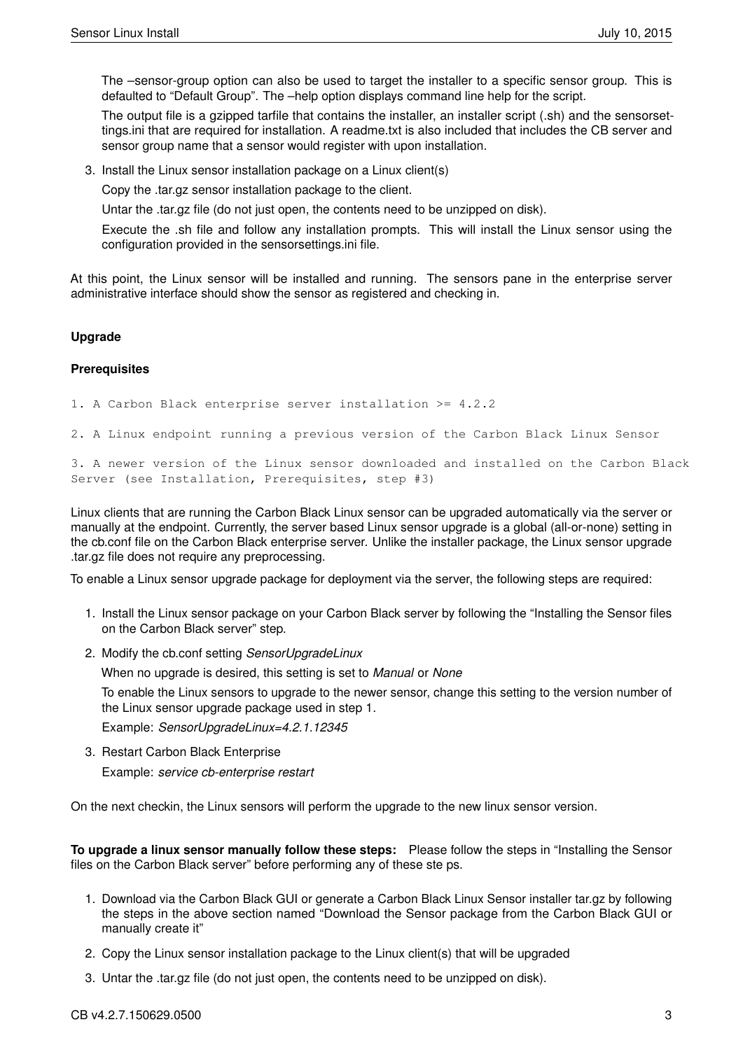The –sensor-group option can also be used to target the installer to a specific sensor group. This is defaulted to “Default Group”. The –help option displays command line help for the script.

The output file is a gzipped tarfile that contains the installer, an installer script (.sh) and the sensorsettings.ini that are required for installation. A readme.txt is also included that includes the CB server and sensor group name that a sensor would register with upon installation.

3. Install the Linux sensor installation package on a Linux client(s)

   Copy the .tar.gz sensor installation package to the client.

   Untar the .tar.gz file (do not just open, the contents need to be unzipped on disk).

   Execute the .sh file and follow any installation prompts. This will install the Linux sensor using the configuration provided in the sensorsettings.ini file.

At this point, the Linux sensor will be installed and running. The sensors pane in the enterprise server administrative interface should show the sensor as registered and checking in.

**Upgrade**

**Prerequisites**

```
1. A Carbon Black enterprise server installation >= 4.2.2

2. A Linux endpoint running a previous version of the Carbon Black Linux Sensor

3. A newer version of the Linux sensor downloaded and installed on the Carbon Black
Server (see Installation, Prerequisites, step #3)
```

Linux clients that are running the Carbon Black Linux sensor can be upgraded automatically via the server or manually at the endpoint. Currently, the server based Linux sensor upgrade is a global (all-or-none) setting in the cb.conf file on the Carbon Black enterprise server. Unlike the installer package, the Linux sensor upgrade .tar.gz file does not require any preprocessing.

To enable a Linux sensor upgrade package for deployment via the server, the following steps are required:

1. Install the Linux sensor package on your Carbon Black server by following the “Installing the Sensor files on the Carbon Black server” step.
2. Modify the cb.conf setting *SensorUpgradeLinux*

   When no upgrade is desired, this setting is set to *Manual* or *None*

   To enable the Linux sensors to upgrade to the newer sensor, change this setting to the version number of the Linux sensor upgrade package used in step 1.

   Example: *SensorUpgradeLinux=4.2.1.12345*
3. Restart Carbon Black Enterprise

   Example: *service cb-enterprise restart*

On the next checkin, the Linux sensors will perform the upgrade to the new linux sensor version.

**To upgrade a linux sensor manually follow these steps:** Please follow the steps in “Installing the Sensor files on the Carbon Black server” before performing any of these ste ps.

1. Download via the Carbon Black GUI or generate a Carbon Black Linux Sensor installer tar.gz by following the steps in the above section named “Download the Sensor package from the Carbon Black GUI or manually create it”
2. Copy the Linux sensor installation package to the Linux client(s) that will be upgraded
3. Untar the .tar.gz file (do not just open, the contents need to be unzipped on disk).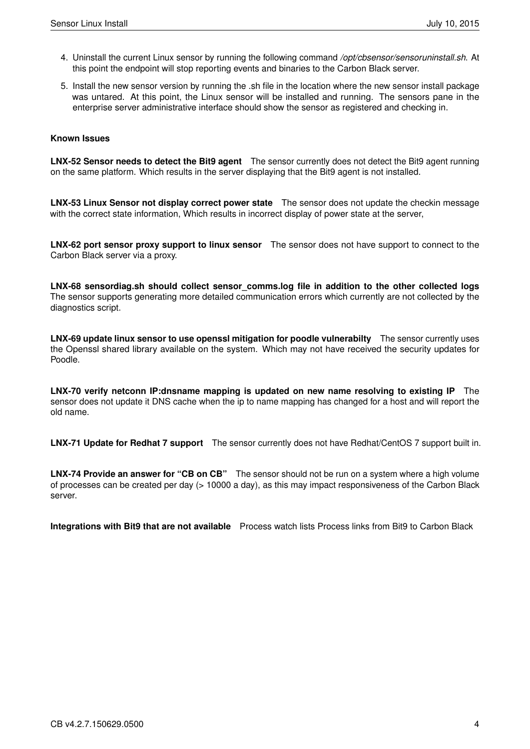4. Uninstall the current Linux sensor by running the following command */opt/cbsensor/sensoruninstall.sh*. At this point the endpoint will stop reporting events and binaries to the Carbon Black server.
5. Install the new sensor version by running the .sh file in the location where the new sensor install package was untared. At this point, the Linux sensor will be installed and running. The sensors pane in the enterprise server administrative interface should show the sensor as registered and checking in.

**Known Issues**

**LNX-52 Sensor needs to detect the Bit9 agent** The sensor currently does not detect the Bit9 agent running on the same platform. Which results in the server displaying that the Bit9 agent is not installed.

**LNX-53 Linux Sensor not display correct power state** The sensor does not update the checkin message with the correct state information, Which results in incorrect display of power state at the server,

**LNX-62 port sensor proxy support to linux sensor** The sensor does not have support to connect to the Carbon Black server via a proxy.

**LNX-68 sensordiag.sh should collect sensor_comms.log file in addition to the other collected logs** The sensor supports generating more detailed communication errors which currently are not collected by the diagnostics script.

**LNX-69 update linux sensor to use openssl mitigation for poodle vulnerabilty** The sensor currently uses the Openssl shared library available on the system. Which may not have received the security updates for Poodle.

**LNX-70 verify netconn IP:dnsname mapping is updated on new name resolving to existing IP** The sensor does not update it DNS cache when the ip to name mapping has changed for a host and will report the old name.

**LNX-71 Update for Redhat 7 support** The sensor currently does not have Redhat/CentOS 7 support built in.

**LNX-74 Provide an answer for "CB on CB"** The sensor should not be run on a system where a high volume of processes can be created per day (> 10000 a day), as this may impact responsiveness of the Carbon Black server.

**Integrations with Bit9 that are not available** Process watch lists Process links from Bit9 to Carbon Black